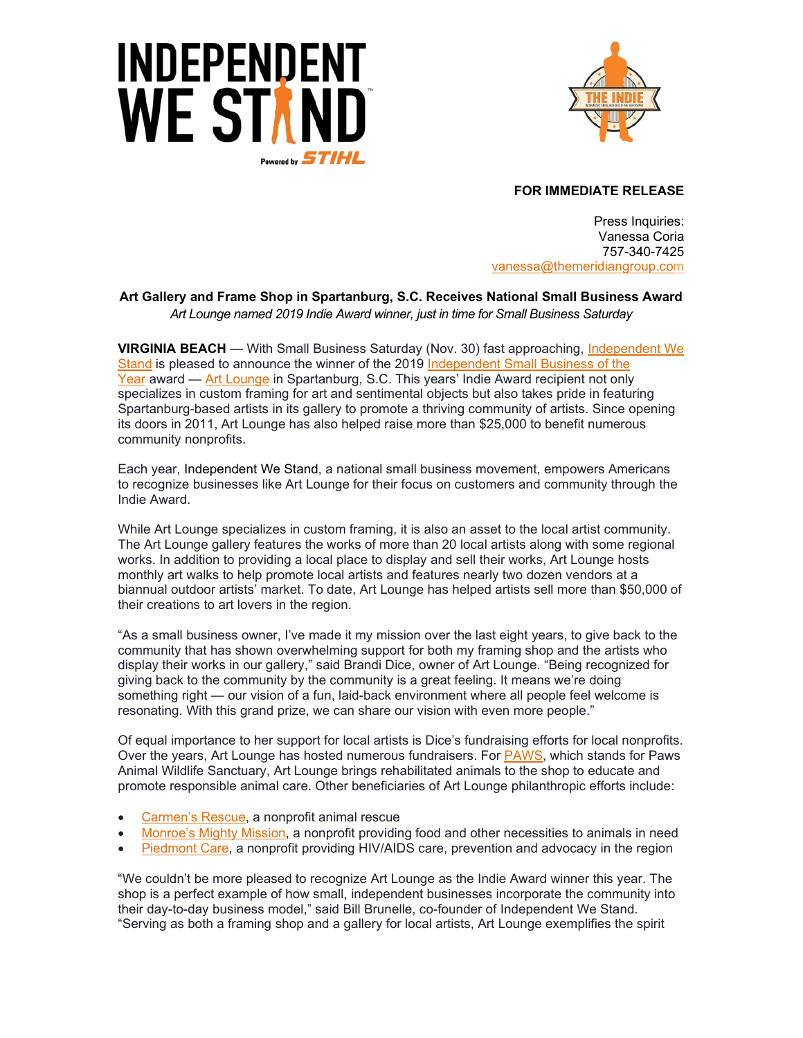**FOR IMMEDIATE RELEASE**

Press Inquiries:
Vanessa Coria
757-340-7425
vanessa@themeridiangroup.com

**Art Gallery and Frame Shop in Spartanburg, S.C. Receives National Small Business Award**

*Art Lounge named 2019 Indie Award winner, just in time for Small Business Saturday*

**VIRGINIA BEACH** — With Small Business Saturday (Nov. 30) fast approaching, Independent We Stand is pleased to announce the winner of the 2019 Independent Small Business of the Year award — Art Lounge in Spartanburg, S.C. This years' Indie Award recipient not only specializes in custom framing for art and sentimental objects but also takes pride in featuring Spartanburg-based artists in its gallery to promote a thriving community of artists. Since opening its doors in 2011, Art Lounge has also helped raise more than $25,000 to benefit numerous community nonprofits.

Each year, Independent We Stand, a national small business movement, empowers Americans to recognize businesses like Art Lounge for their focus on customers and community through the Indie Award.

While Art Lounge specializes in custom framing, it is also an asset to the local artist community. The Art Lounge gallery features the works of more than 20 local artists along with some regional works. In addition to providing a local place to display and sell their works, Art Lounge hosts monthly art walks to help promote local artists and features nearly two dozen vendors at a biannual outdoor artists' market. To date, Art Lounge has helped artists sell more than $50,000 of their creations to art lovers in the region.

"As a small business owner, I've made it my mission over the last eight years, to give back to the community that has shown overwhelming support for both my framing shop and the artists who display their works in our gallery," said Brandi Dice, owner of Art Lounge. "Being recognized for giving back to the community by the community is a great feeling. It means we're doing something right — our vision of a fun, laid-back environment where all people feel welcome is resonating. With this grand prize, we can share our vision with even more people."

Of equal importance to her support for local artists is Dice's fundraising efforts for local nonprofits. Over the years, Art Lounge has hosted numerous fundraisers. For PAWS, which stands for Paws Animal Wildlife Sanctuary, Art Lounge brings rehabilitated animals to the shop to educate and promote responsible animal care. Other beneficiaries of Art Lounge philanthropic efforts include:

- Carmen's Rescue, a nonprofit animal rescue
- Monroe's Mighty Mission, a nonprofit providing food and other necessities to animals in need
- Piedmont Care, a nonprofit providing HIV/AIDS care, prevention and advocacy in the region

"We couldn't be more pleased to recognize Art Lounge as the Indie Award winner this year. The shop is a perfect example of how small, independent businesses incorporate the community into their day-to-day business model," said Bill Brunelle, co-founder of Independent We Stand. "Serving as both a framing shop and a gallery for local artists, Art Lounge exemplifies the spirit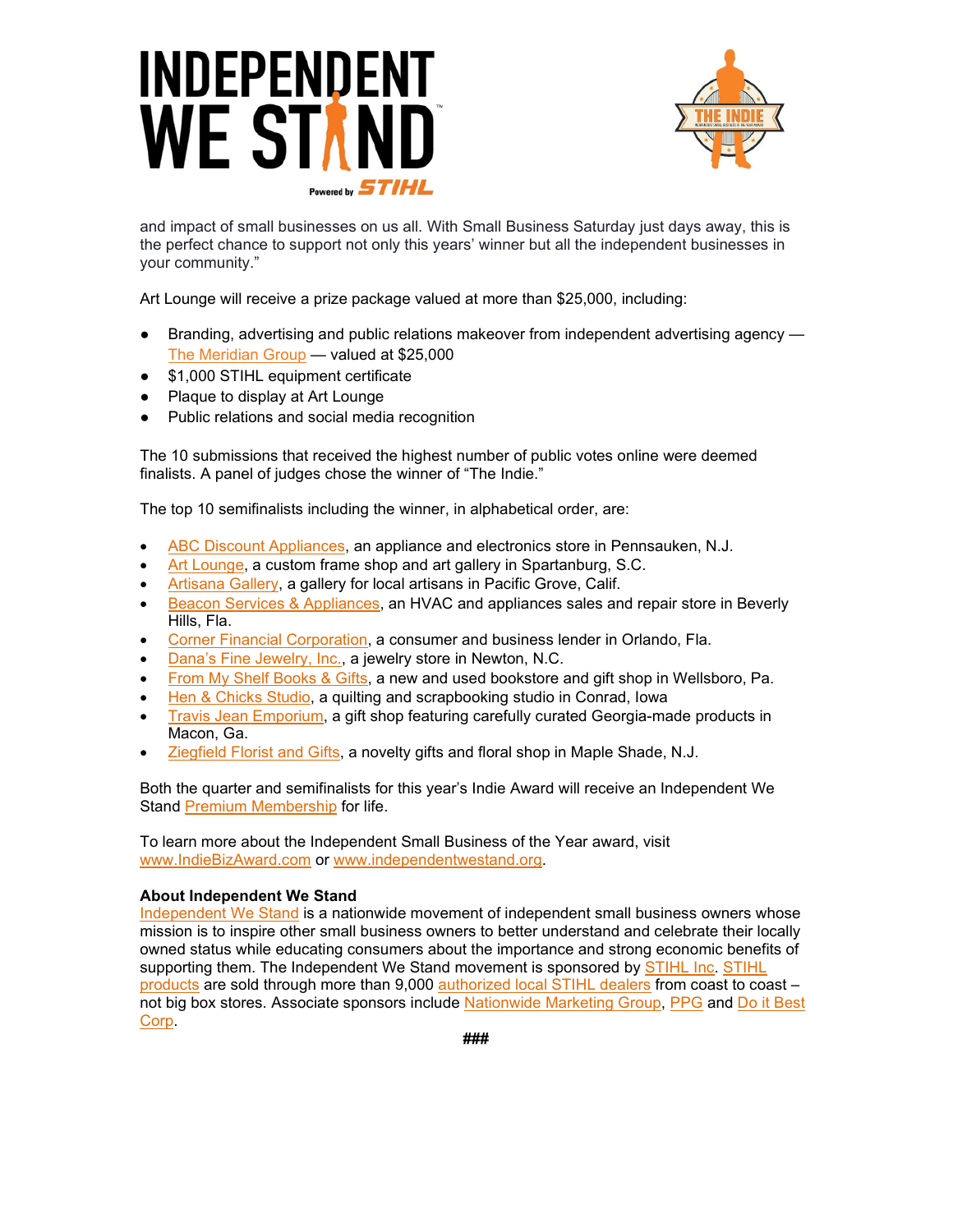and impact of small businesses on us all. With Small Business Saturday just days away, this is the perfect chance to support not only this years' winner but all the independent businesses in your community."

Art Lounge will receive a prize package valued at more than $25,000, including:

- Branding, advertising and public relations makeover from independent advertising agency — The Meridian Group — valued at $25,000
- $1,000 STIHL equipment certificate
- Plaque to display at Art Lounge
- Public relations and social media recognition

The 10 submissions that received the highest number of public votes online were deemed finalists. A panel of judges chose the winner of "The Indie."

The top 10 semifinalists including the winner, in alphabetical order, are:

- ABC Discount Appliances, an appliance and electronics store in Pennsauken, N.J.
- Art Lounge, a custom frame shop and art gallery in Spartanburg, S.C.
- Artisana Gallery, a gallery for local artisans in Pacific Grove, Calif.
- Beacon Services & Appliances, an HVAC and appliances sales and repair store in Beverly Hills, Fla.
- Corner Financial Corporation, a consumer and business lender in Orlando, Fla.
- Dana's Fine Jewelry, Inc., a jewelry store in Newton, N.C.
- From My Shelf Books & Gifts, a new and used bookstore and gift shop in Wellsboro, Pa.
- Hen & Chicks Studio, a quilting and scrapbooking studio in Conrad, Iowa
- Travis Jean Emporium, a gift shop featuring carefully curated Georgia-made products in Macon, Ga.
- Ziegfield Florist and Gifts, a novelty gifts and floral shop in Maple Shade, N.J.

Both the quarter and semifinalists for this year's Indie Award will receive an Independent We Stand Premium Membership for life.

To learn more about the Independent Small Business of the Year award, visit www.IndieBizAward.com or www.independentwestand.org.

**About Independent We Stand**
Independent We Stand is a nationwide movement of independent small business owners whose mission is to inspire other small business owners to better understand and celebrate their locally owned status while educating consumers about the importance and strong economic benefits of supporting them. The Independent We Stand movement is sponsored by STIHL Inc. STIHL products are sold through more than 9,000 authorized local STIHL dealers from coast to coast – not big box stores. Associate sponsors include Nationwide Marketing Group, PPG and Do it Best Corp.

###